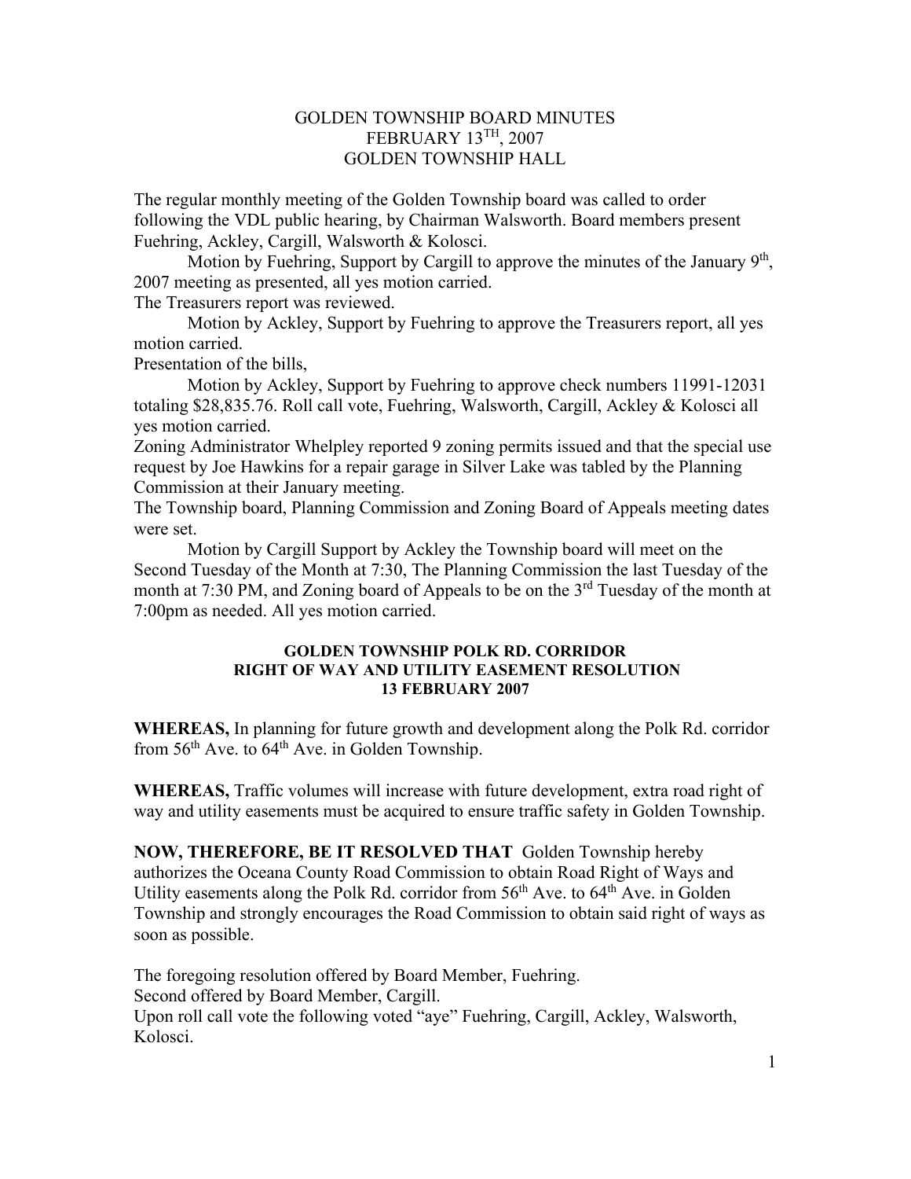# GOLDEN TOWNSHIP BOARD MINUTES
# FEBRUARY 13TH, 2007
# GOLDEN TOWNSHIP HALL

The regular monthly meeting of the Golden Township board was called to order following the VDL public hearing, by Chairman Walsworth. Board members present Fuehring, Ackley, Cargill, Walsworth & Kolosci.

Motion by Fuehring, Support by Cargill to approve the minutes of the January 9th, 2007 meeting as presented, all yes motion carried.

The Treasurers report was reviewed.

Motion by Ackley, Support by Fuehring to approve the Treasurers report, all yes motion carried.

Presentation of the bills,

Motion by Ackley, Support by Fuehring to approve check numbers 11991-12031 totaling $28,835.76. Roll call vote, Fuehring, Walsworth, Cargill, Ackley & Kolosci all yes motion carried.

Zoning Administrator Whelpley reported 9 zoning permits issued and that the special use request by Joe Hawkins for a repair garage in Silver Lake was tabled by the Planning Commission at their January meeting.

The Township board, Planning Commission and Zoning Board of Appeals meeting dates were set.

Motion by Cargill Support by Ackley the Township board will meet on the Second Tuesday of the Month at 7:30, The Planning Commission the last Tuesday of the month at 7:30 PM, and Zoning board of Appeals to be on the 3rd Tuesday of the month at 7:00pm as needed. All yes motion carried.

## GOLDEN TOWNSHIP POLK RD. CORRIDOR RIGHT OF WAY AND UTILITY EASEMENT RESOLUTION 13 FEBRUARY 2007

**WHEREAS,** In planning for future growth and development along the Polk Rd. corridor from 56th Ave. to 64th Ave. in Golden Township.

**WHEREAS,** Traffic volumes will increase with future development, extra road right of way and utility easements must be acquired to ensure traffic safety in Golden Township.

**NOW, THEREFORE, BE IT RESOLVED THAT** Golden Township hereby authorizes the Oceana County Road Commission to obtain Road Right of Ways and Utility easements along the Polk Rd. corridor from 56th Ave. to 64th Ave. in Golden Township and strongly encourages the Road Commission to obtain said right of ways as soon as possible.

The foregoing resolution offered by Board Member, Fuehring.
Second offered by Board Member, Cargill.
Upon roll call vote the following voted "aye" Fuehring, Cargill, Ackley, Walsworth, Kolosci.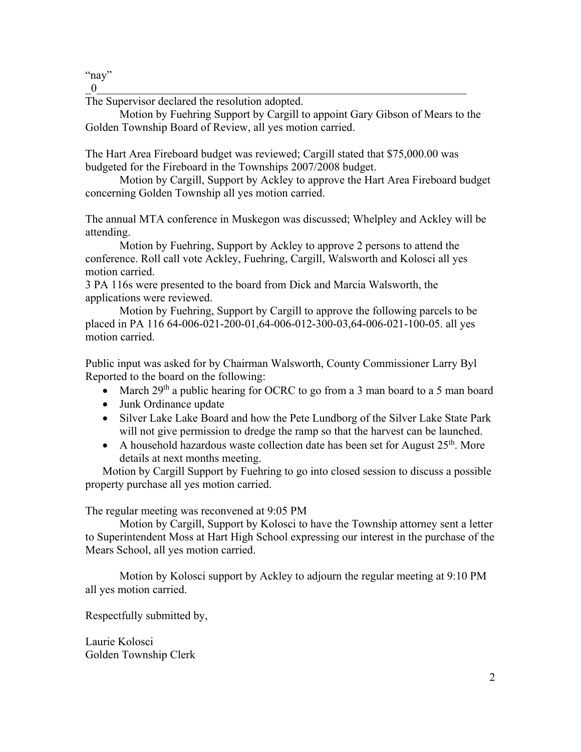"nay"
_0_______________________________________________________________________

The Supervisor declared the resolution adopted.

Motion by Fuehring Support by Cargill to appoint Gary Gibson of Mears to the Golden Township Board of Review, all yes motion carried.

The Hart Area Fireboard budget was reviewed; Cargill stated that $75,000.00 was budgeted for the Fireboard in the Townships 2007/2008 budget.

Motion by Cargill, Support by Ackley to approve the Hart Area Fireboard budget concerning Golden Township all yes motion carried.

The annual MTA conference in Muskegon was discussed; Whelpley and Ackley will be attending.

Motion by Fuehring, Support by Ackley to approve 2 persons to attend the conference. Roll call vote Ackley, Fuehring, Cargill, Walsworth and Kolosci all yes motion carried.

3 PA 116s were presented to the board from Dick and Marcia Walsworth, the applications were reviewed.

Motion by Fuehring, Support by Cargill to approve the following parcels to be placed in PA 116 64-006-021-200-01,64-006-012-300-03,64-006-021-100-05. all yes motion carried.

Public input was asked for by Chairman Walsworth, County Commissioner Larry Byl Reported to the board on the following:

- March 29th a public hearing for OCRC to go from a 3 man board to a 5 man board
- Junk Ordinance update
- Silver Lake Lake Board and how the Pete Lundborg of the Silver Lake State Park will not give permission to dredge the ramp so that the harvest can be launched.
- A household hazardous waste collection date has been set for August 25th. More details at next months meeting.

Motion by Cargill Support by Fuehring to go into closed session to discuss a possible property purchase all yes motion carried.

The regular meeting was reconvened at 9:05 PM

Motion by Cargill, Support by Kolosci to have the Township attorney sent a letter to Superintendent Moss at Hart High School expressing our interest in the purchase of the Mears School, all yes motion carried.

Motion by Kolosci support by Ackley to adjourn the regular meeting at 9:10 PM all yes motion carried.

Respectfully submitted by,

Laurie Kolosci
Golden Township Clerk